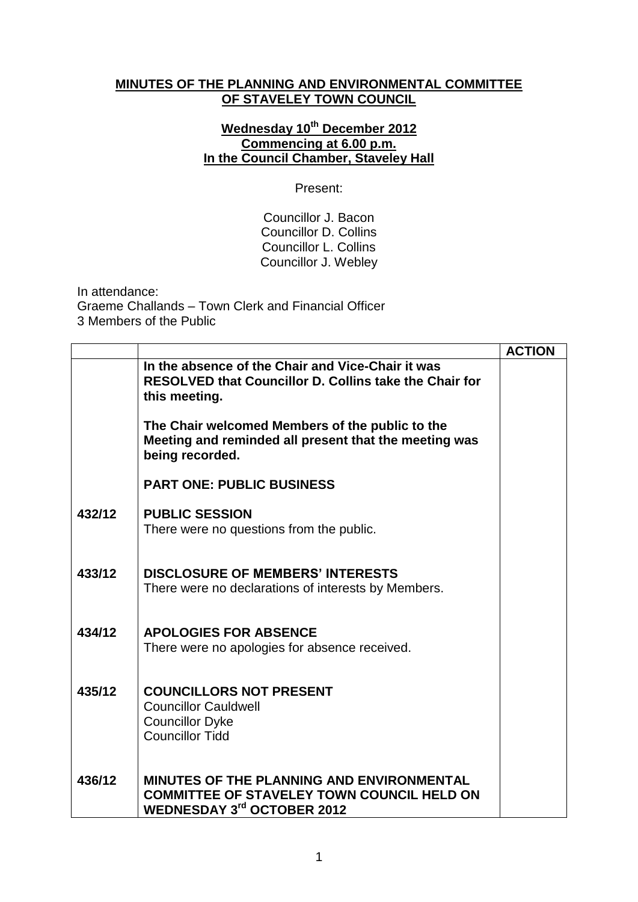**MINUTES OF THE PLANNING AND ENVIRONMENTAL COMMITTEE OF STAVELEY TOWN COUNCIL**

**Wednesday 10th December 2012**
**Commencing at 6.00 p.m.**
**In the Council Chamber, Staveley Hall**

Present:

Councillor J. Bacon
Councillor D. Collins
Councillor L. Collins
Councillor J. Webley

In attendance:
Graeme Challands – Town Clerk and Financial Officer
3 Members of the Public

| | | ACTION |
|---|---|---|
| | **In the absence of the Chair and Vice-Chair it was RESOLVED that Councillor D. Collins take the Chair for this meeting.**<br><br>**The Chair welcomed Members of the public to the Meeting and reminded all present that the meeting was being recorded.**<br><br>**PART ONE: PUBLIC BUSINESS** | |
| **432/12** | **PUBLIC SESSION**<br>There were no questions from the public. | |
| **433/12** | **DISCLOSURE OF MEMBERS' INTERESTS**<br>There were no declarations of interests by Members. | |
| **434/12** | **APOLOGIES FOR ABSENCE**<br>There were no apologies for absence received. | |
| **435/12** | **COUNCILLORS NOT PRESENT**<br>Councillor Cauldwell<br>Councillor Dyke<br>Councillor Tidd | |
| **436/12** | **MINUTES OF THE PLANNING AND ENVIRONMENTAL COMMITTEE OF STAVELEY TOWN COUNCIL HELD ON WEDNESDAY 3rd OCTOBER 2012** | |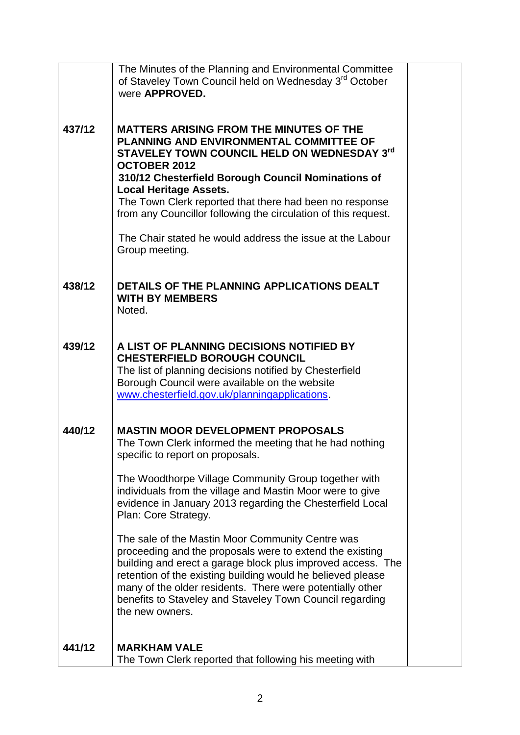| | | |
|---|---|---|
| | The Minutes of the Planning and Environmental Committee of Staveley Town Council held on Wednesday 3rd October were **APPROVED.** | |
| **437/12** | **MATTERS ARISING FROM THE MINUTES OF THE PLANNING AND ENVIRONMENTAL COMMITTEE OF STAVELEY TOWN COUNCIL HELD ON WEDNESDAY 3rd OCTOBER 2012**<br>**310/12 Chesterfield Borough Council Nominations of Local Heritage Assets.**<br>The Town Clerk reported that there had been no response from any Councillor following the circulation of this request.<br><br>The Chair stated he would address the issue at the Labour Group meeting. | |
| **438/12** | **DETAILS OF THE PLANNING APPLICATIONS DEALT WITH BY MEMBERS**<br>Noted. | |
| **439/12** | **A LIST OF PLANNING DECISIONS NOTIFIED BY CHESTERFIELD BOROUGH COUNCIL**<br>The list of planning decisions notified by Chesterfield Borough Council were available on the website www.chesterfield.gov.uk/planningapplications. | |
| **440/12** | **MASTIN MOOR DEVELOPMENT PROPOSALS**<br>The Town Clerk informed the meeting that he had nothing specific to report on proposals.<br><br>The Woodthorpe Village Community Group together with individuals from the village and Mastin Moor were to give evidence in January 2013 regarding the Chesterfield Local Plan: Core Strategy.<br><br>The sale of the Mastin Moor Community Centre was proceeding and the proposals were to extend the existing building and erect a garage block plus improved access. The retention of the existing building would he believed please many of the older residents. There were potentially other benefits to Staveley and Staveley Town Council regarding the new owners. | |
| **441/12** | **MARKHAM VALE**<br>The Town Clerk reported that following his meeting with | |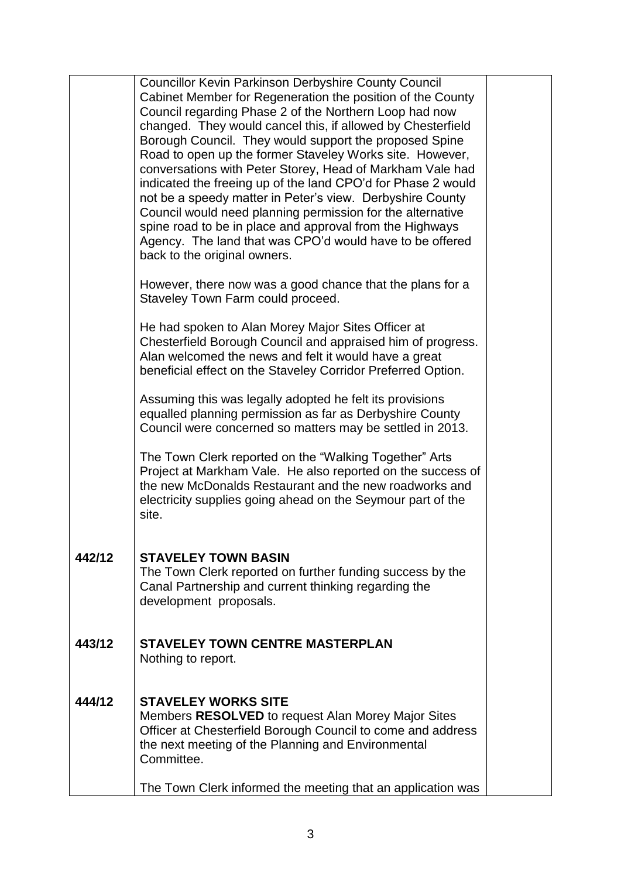| | | |
|---|---|---|
| | Councillor Kevin Parkinson Derbyshire County Council Cabinet Member for Regeneration the position of the County Council regarding Phase 2 of the Northern Loop had now changed. They would cancel this, if allowed by Chesterfield Borough Council. They would support the proposed Spine Road to open up the former Staveley Works site. However, conversations with Peter Storey, Head of Markham Vale had indicated the freeing up of the land CPO'd for Phase 2 would not be a speedy matter in Peter's view. Derbyshire County Council would need planning permission for the alternative spine road to be in place and approval from the Highways Agency. The land that was CPO'd would have to be offered back to the original owners.<br><br>However, there now was a good chance that the plans for a Staveley Town Farm could proceed.<br><br>He had spoken to Alan Morey Major Sites Officer at Chesterfield Borough Council and appraised him of progress. Alan welcomed the news and felt it would have a great beneficial effect on the Staveley Corridor Preferred Option.<br><br>Assuming this was legally adopted he felt its provisions equalled planning permission as far as Derbyshire County Council were concerned so matters may be settled in 2013.<br><br>The Town Clerk reported on the "Walking Together" Arts Project at Markham Vale. He also reported on the success of the new McDonalds Restaurant and the new roadworks and electricity supplies going ahead on the Seymour part of the site. | |
| **442/12** | **STAVELEY TOWN BASIN**<br>The Town Clerk reported on further funding success by the Canal Partnership and current thinking regarding the development proposals. | |
| **443/12** | **STAVELEY TOWN CENTRE MASTERPLAN**<br>Nothing to report. | |
| **444/12** | **STAVELEY WORKS SITE**<br>Members **RESOLVED** to request Alan Morey Major Sites Officer at Chesterfield Borough Council to come and address the next meeting of the Planning and Environmental Committee.<br><br>The Town Clerk informed the meeting that an application was | |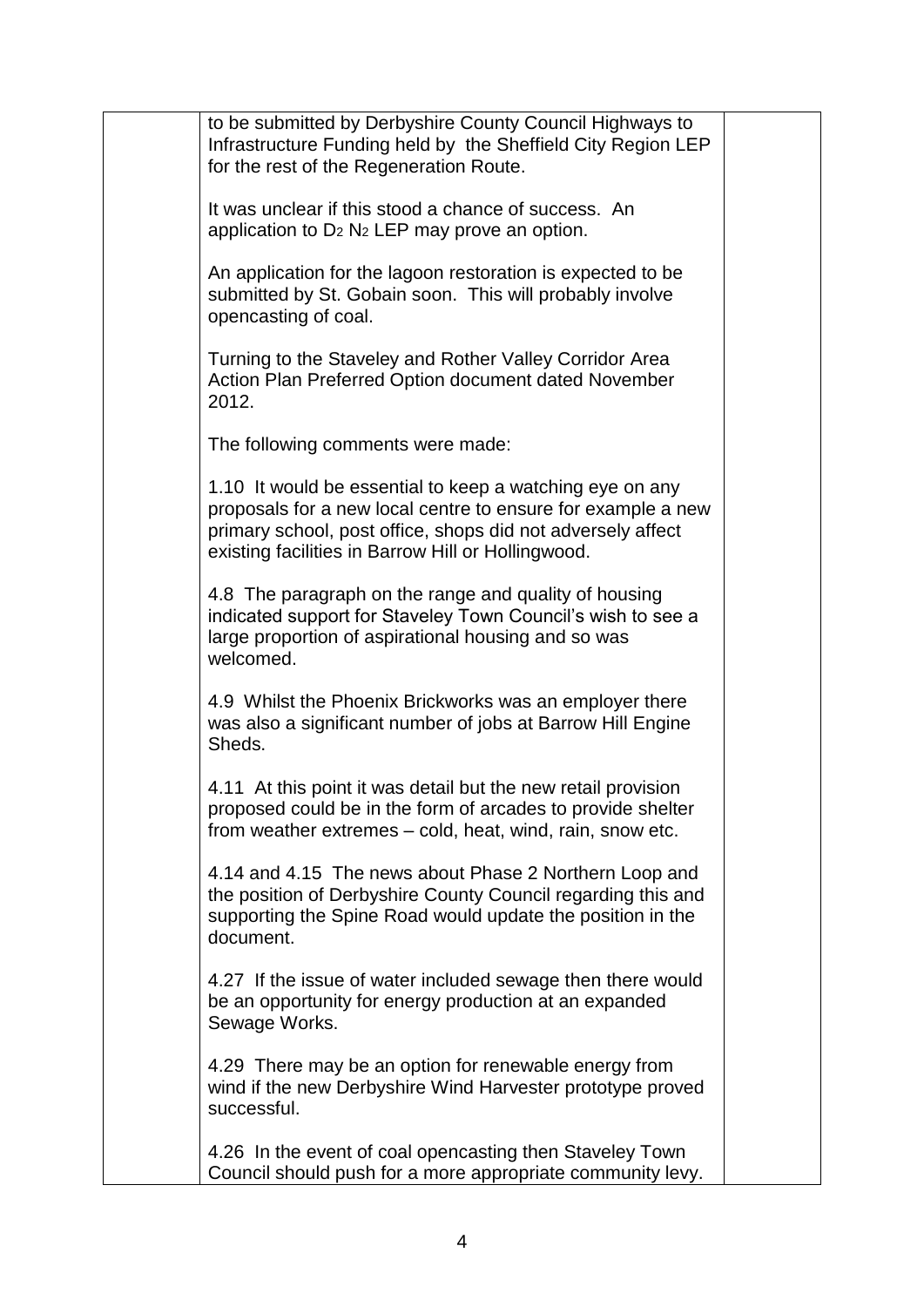| | | |
|---|---|---|
| | to be submitted by Derbyshire County Council Highways to Infrastructure Funding held by the Sheffield City Region LEP for the rest of the Regeneration Route.<br><br>It was unclear if this stood a chance of success. An application to $D_2$ $N_2$ LEP may prove an option.<br><br>An application for the lagoon restoration is expected to be submitted by St. Gobain soon. This will probably involve opencasting of coal.<br><br>Turning to the Staveley and Rother Valley Corridor Area Action Plan Preferred Option document dated November 2012.<br><br>The following comments were made:<br><br>1.10 It would be essential to keep a watching eye on any proposals for a new local centre to ensure for example a new primary school, post office, shops did not adversely affect existing facilities in Barrow Hill or Hollingwood.<br><br>4.8 The paragraph on the range and quality of housing indicated support for Staveley Town Council's wish to see a large proportion of aspirational housing and so was welcomed.<br><br>4.9 Whilst the Phoenix Brickworks was an employer there was also a significant number of jobs at Barrow Hill Engine Sheds.<br><br>4.11 At this point it was detail but the new retail provision proposed could be in the form of arcades to provide shelter from weather extremes – cold, heat, wind, rain, snow etc.<br><br>4.14 and 4.15 The news about Phase 2 Northern Loop and the position of Derbyshire County Council regarding this and supporting the Spine Road would update the position in the document.<br><br>4.27 If the issue of water included sewage then there would be an opportunity for energy production at an expanded Sewage Works.<br><br>4.29 There may be an option for renewable energy from wind if the new Derbyshire Wind Harvester prototype proved successful.<br><br>4.26 In the event of coal opencasting then Staveley Town Council should push for a more appropriate community levy. | |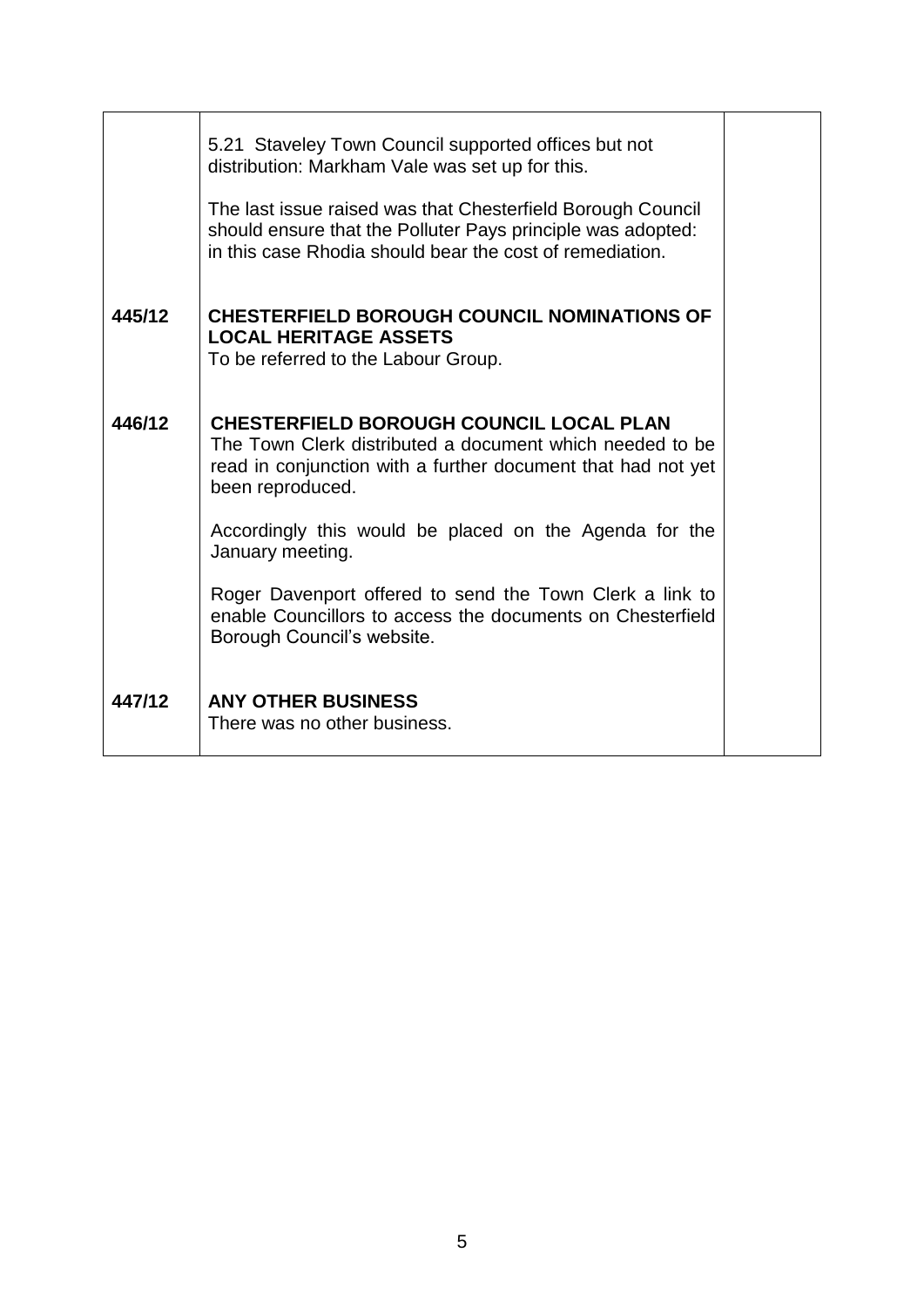| | | |
|---|---|---|
| | 5.21 Staveley Town Council supported offices but not distribution: Markham Vale was set up for this.<br><br>The last issue raised was that Chesterfield Borough Council should ensure that the Polluter Pays principle was adopted: in this case Rhodia should bear the cost of remediation. | |
| **445/12** | **CHESTERFIELD BOROUGH COUNCIL NOMINATIONS OF LOCAL HERITAGE ASSETS**<br>To be referred to the Labour Group. | |
| **446/12** | **CHESTERFIELD BOROUGH COUNCIL LOCAL PLAN**<br>The Town Clerk distributed a document which needed to be read in conjunction with a further document that had not yet been reproduced.<br><br>Accordingly this would be placed on the Agenda for the January meeting.<br><br>Roger Davenport offered to send the Town Clerk a link to enable Councillors to access the documents on Chesterfield Borough Council's website. | |
| **447/12** | **ANY OTHER BUSINESS**<br>There was no other business. | |